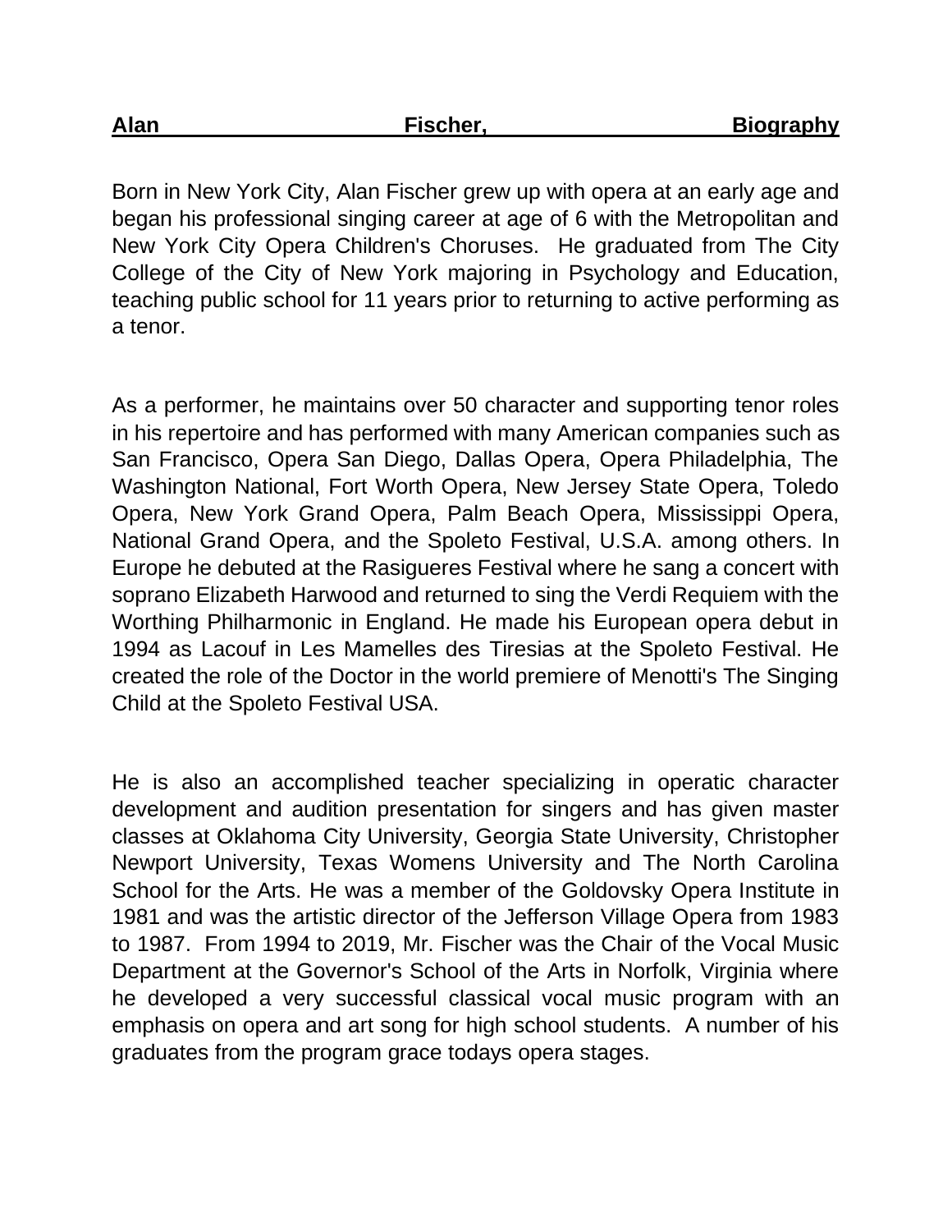# Alan Fischer, Biography

Born in New York City, Alan Fischer grew up with opera at an early age and began his professional singing career at age of 6 with the Metropolitan and New York City Opera Children's Choruses. He graduated from The City College of the City of New York majoring in Psychology and Education, teaching public school for 11 years prior to returning to active performing as a tenor.

As a performer, he maintains over 50 character and supporting tenor roles in his repertoire and has performed with many American companies such as San Francisco, Opera San Diego, Dallas Opera, Opera Philadelphia, The Washington National, Fort Worth Opera, New Jersey State Opera, Toledo Opera, New York Grand Opera, Palm Beach Opera, Mississippi Opera, National Grand Opera, and the Spoleto Festival, U.S.A. among others. In Europe he debuted at the Rasigueres Festival where he sang a concert with soprano Elizabeth Harwood and returned to sing the Verdi Requiem with the Worthing Philharmonic in England. He made his European opera debut in 1994 as Lacouf in Les Mamelles des Tiresias at the Spoleto Festival. He created the role of the Doctor in the world premiere of Menotti's The Singing Child at the Spoleto Festival USA.

He is also an accomplished teacher specializing in operatic character development and audition presentation for singers and has given master classes at Oklahoma City University, Georgia State University, Christopher Newport University, Texas Womens University and The North Carolina School for the Arts. He was a member of the Goldovsky Opera Institute in 1981 and was the artistic director of the Jefferson Village Opera from 1983 to 1987. From 1994 to 2019, Mr. Fischer was the Chair of the Vocal Music Department at the Governor's School of the Arts in Norfolk, Virginia where he developed a very successful classical vocal music program with an emphasis on opera and art song for high school students. A number of his graduates from the program grace todays opera stages.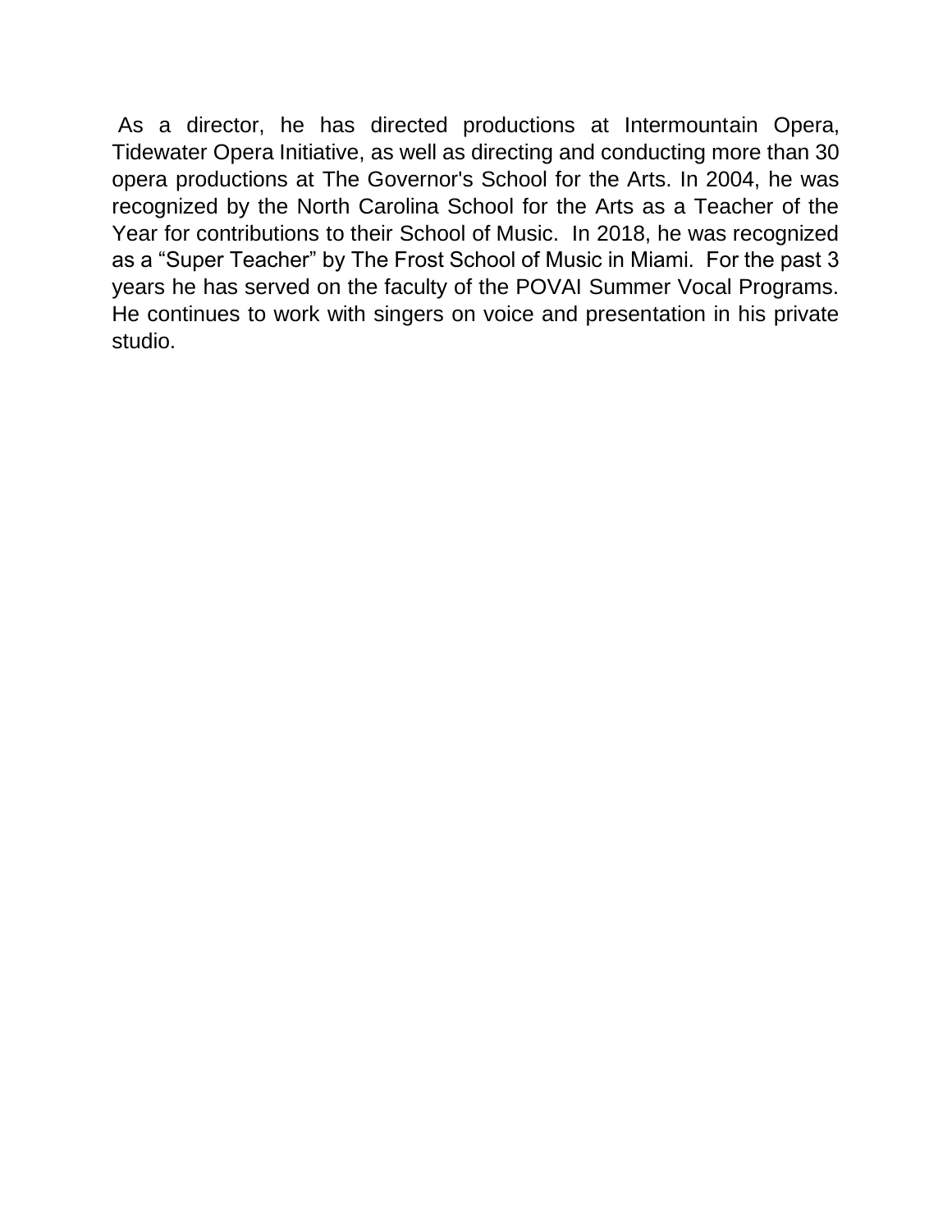As a director, he has directed productions at Intermountain Opera, Tidewater Opera Initiative, as well as directing and conducting more than 30 opera productions at The Governor's School for the Arts. In 2004, he was recognized by the North Carolina School for the Arts as a Teacher of the Year for contributions to their School of Music. In 2018, he was recognized as a "Super Teacher" by The Frost School of Music in Miami. For the past 3 years he has served on the faculty of the POVAI Summer Vocal Programs. He continues to work with singers on voice and presentation in his private studio.